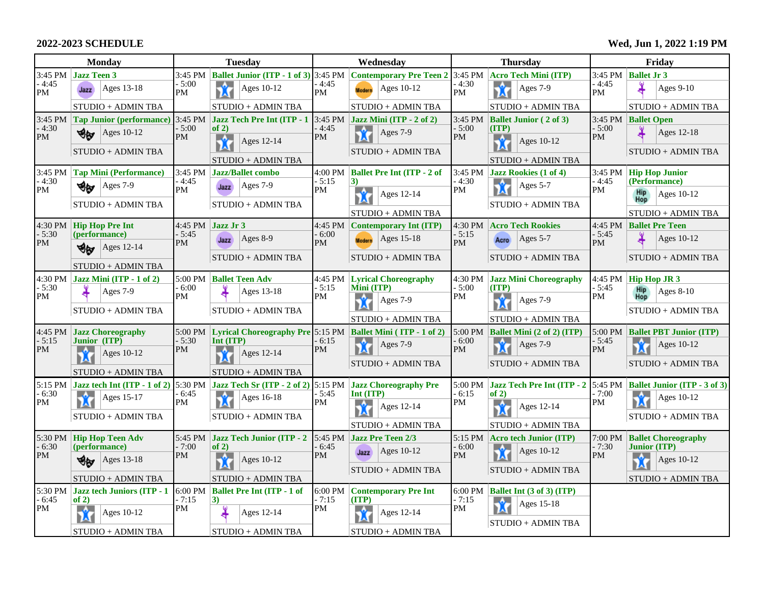**2022-2023 SCHEDULE**

**Wed, Jun 1, 2022 1:19 PM**

| Monday | | Tuesday | | Wednesday | | Thursday | | Friday | |
|---|---|---|---|---|---|---|---|---|---|
| 3:45 PM - 4:45 PM | **Jazz Teen 3** Ages 13-18 STUDIO + ADMIN TBA | 3:45 PM - 5:00 PM | **Ballet Junior (ITP - 1 of 3)** Ages 10-12 STUDIO + ADMIN TBA | 3:45 PM - 4:45 PM | **Contemporary Pre Teen 2** Ages 10-12 STUDIO + ADMIN TBA | 3:45 PM - 4:30 PM | **Acro Tech Mini (ITP)** Ages 7-9 STUDIO + ADMIN TBA | 3:45 PM - 4:45 PM | **Ballet Jr 3** Ages 9-10 STUDIO + ADMIN TBA |
| 3:45 PM - 4:30 PM | **Tap Junior (performance)** Ages 10-12 STUDIO + ADMIN TBA | 3:45 PM - 5:00 PM | **Jazz Tech Pre Int (ITP - 1 of 2)** Ages 12-14 STUDIO + ADMIN TBA | 3:45 PM - 4:45 PM | **Jazz Mini (ITP - 2 of 2)** Ages 7-9 STUDIO + ADMIN TBA | 3:45 PM - 5:00 PM | **Ballet Junior ( 2 of 3) (ITP)** Ages 10-12 STUDIO + ADMIN TBA | 3:45 PM - 5:00 PM | **Ballet Open** Ages 12-18 STUDIO + ADMIN TBA |
| 3:45 PM - 4:30 PM | **Tap Mini (Performance)** Ages 7-9 STUDIO + ADMIN TBA | 3:45 PM - 4:45 PM | **Jazz/Ballet combo** Ages 7-9 STUDIO + ADMIN TBA | 4:00 PM - 5:15 PM | **Ballet Pre Int (ITP - 2 of 3)** Ages 12-14 STUDIO + ADMIN TBA | 3:45 PM - 4:30 PM | **Jazz Rookies (1 of 4)** Ages 5-7 STUDIO + ADMIN TBA | 3:45 PM - 4:45 PM | **Hip Hop Junior (Performance)** Ages 10-12 STUDIO + ADMIN TBA |
| 4:30 PM - 5:30 PM | **Hip Hop Pre Int (performance)** Ages 12-14 STUDIO + ADMIN TBA | 4:45 PM - 5:45 PM | **Jazz Jr 3** Ages 8-9 STUDIO + ADMIN TBA | 4:45 PM - 6:00 PM | **Contemporary Int (ITP)** Ages 15-18 STUDIO + ADMIN TBA | 4:30 PM - 5:15 PM | **Acro Tech Rookies** Ages 5-7 STUDIO + ADMIN TBA | 4:45 PM - 5:45 PM | **Ballet Pre Teen** Ages 10-12 STUDIO + ADMIN TBA |
| 4:30 PM - 5:30 PM | **Jazz Mini (ITP - 1 of 2)** Ages 7-9 STUDIO + ADMIN TBA | 5:00 PM - 6:00 PM | **Ballet Teen Adv** Ages 13-18 STUDIO + ADMIN TBA | 4:45 PM - 5:15 PM | **Lyrical Choreography Mini (ITP)** Ages 7-9 STUDIO + ADMIN TBA | 4:30 PM - 5:00 PM | **Jazz Mini Choreography (ITP)** Ages 7-9 STUDIO + ADMIN TBA | 4:45 PM - 5:45 PM | **Hip Hop JR 3** Ages 8-10 STUDIO + ADMIN TBA |
| 4:45 PM - 5:15 PM | **Jazz Choreography Junior (ITP)** Ages 10-12 STUDIO + ADMIN TBA | 5:00 PM - 5:30 PM | **Lyrical Choreography Pre Int (ITP)** Ages 12-14 STUDIO + ADMIN TBA | 5:15 PM - 6:15 PM | **Ballet Mini ( ITP - 1 of 2)** Ages 7-9 STUDIO + ADMIN TBA | 5:00 PM - 6:00 PM | **Ballet Mini (2 of 2) (ITP)** Ages 7-9 STUDIO + ADMIN TBA | 5:00 PM - 5:45 PM | **Ballet PBT Junior (ITP)** Ages 10-12 STUDIO + ADMIN TBA |
| 5:15 PM - 6:30 PM | **Jazz tech Int (ITP - 1 of 2)** Ages 15-17 STUDIO + ADMIN TBA | 5:30 PM - 6:45 PM | **Jazz Tech Sr (ITP - 2 of 2)** Ages 16-18 STUDIO + ADMIN TBA | 5:15 PM - 5:45 PM | **Jazz Choreography Pre Int (ITP)** Ages 12-14 STUDIO + ADMIN TBA | 5:00 PM - 6:15 PM | **Jazz Tech Pre Int (ITP - 2 of 2)** Ages 12-14 STUDIO + ADMIN TBA | 5:45 PM - 7:00 PM | **Ballet Junior (ITP - 3 of 3)** Ages 10-12 STUDIO + ADMIN TBA |
| 5:30 PM - 6:30 PM | **Hip Hop Teen Adv (performance)** Ages 13-18 STUDIO + ADMIN TBA | 5:45 PM - 7:00 PM | **Jazz Tech Junior (ITP - 2 of 2)** Ages 10-12 STUDIO + ADMIN TBA | 5:45 PM - 6:45 PM | **Jazz Pre Teen 2/3** Ages 10-12 STUDIO + ADMIN TBA | 5:15 PM - 6:00 PM | **Acro tech Junior (ITP)** Ages 10-12 STUDIO + ADMIN TBA | 7:00 PM - 7:30 PM | **Ballet Choreography Junior (ITP)** Ages 10-12 STUDIO + ADMIN TBA |
| 5:30 PM - 6:45 PM | **Jazz tech Juniors (ITP - 1 of 2)** Ages 10-12 STUDIO + ADMIN TBA | 6:00 PM - 7:15 PM | **Ballet Pre Int (ITP - 1 of 3)** Ages 12-14 STUDIO + ADMIN TBA | 6:00 PM - 7:15 PM | **Contemporary Pre Int (ITP)** Ages 12-14 STUDIO + ADMIN TBA | 6:00 PM - 7:15 PM | **Ballet Int (3 of 3) (ITP)** Ages 15-18 STUDIO + ADMIN TBA | | |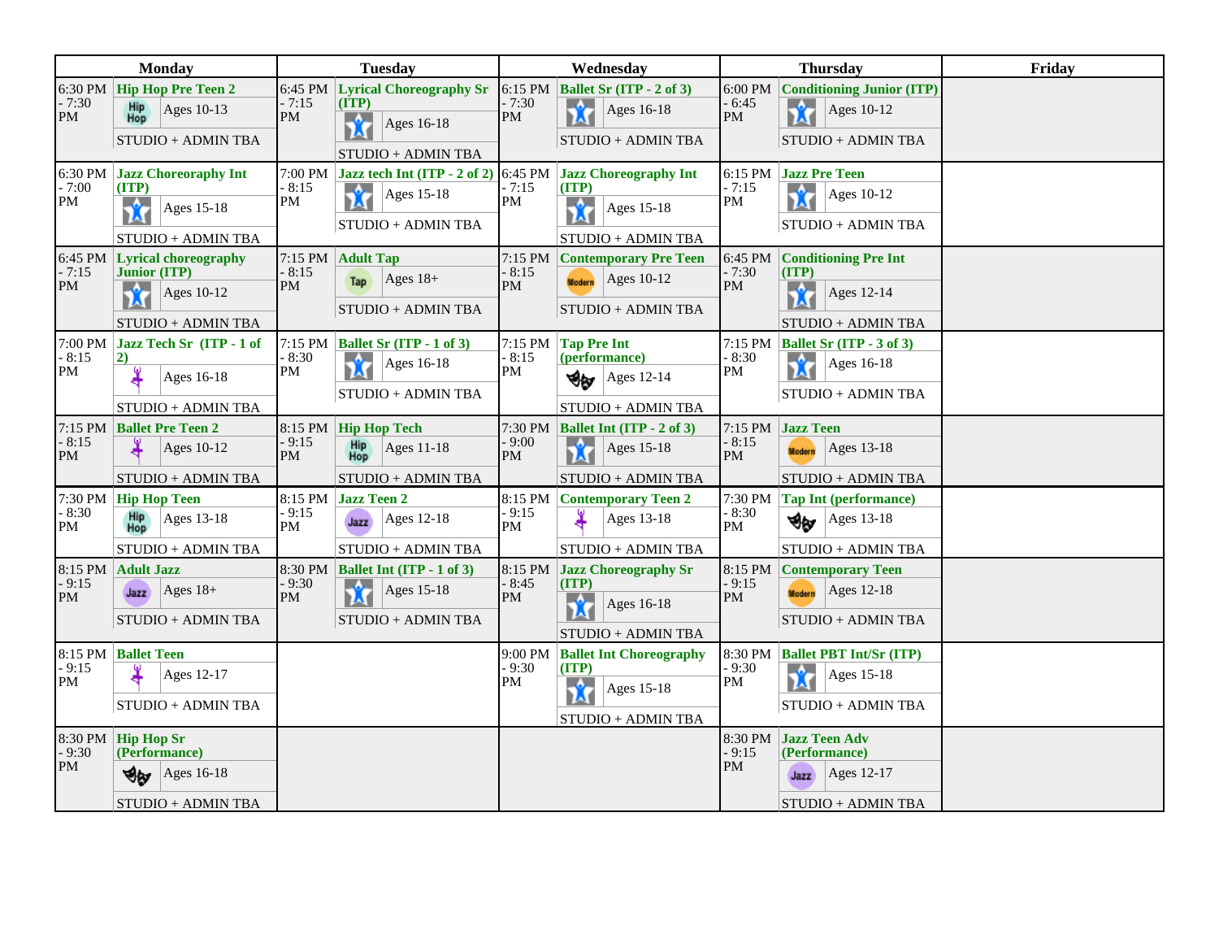| Monday | | Tuesday | | Wednesday | | Thursday | | Friday |
|---|---|---|---|---|---|---|---|---|
| 6:30 PM - 7:30 PM | **Hip Hop Pre Teen 2** Ages 10-13 STUDIO + ADMIN TBA | 6:45 PM - 7:15 PM | **Lyrical Choreography Sr (ITP)** Ages 16-18 STUDIO + ADMIN TBA | 6:15 PM - 7:30 PM | **Ballet Sr (ITP - 2 of 3)** Ages 16-18 STUDIO + ADMIN TBA | 6:00 PM - 6:45 PM | **Conditioning Junior (ITP)** Ages 10-12 STUDIO + ADMIN TBA | |
| 6:30 PM - 7:00 PM | **Jazz Choreography Int (ITP)** Ages 15-18 STUDIO + ADMIN TBA | 7:00 PM - 8:15 PM | **Jazz tech Int (ITP - 2 of 2)** Ages 15-18 STUDIO + ADMIN TBA | 6:45 PM - 7:15 PM | **Jazz Choreography Int (ITP)** Ages 15-18 STUDIO + ADMIN TBA | 6:15 PM - 7:15 PM | **Jazz Pre Teen** Ages 10-12 STUDIO + ADMIN TBA | |
| 6:45 PM - 7:15 PM | **Lyrical choreography Junior (ITP)** Ages 10-12 STUDIO + ADMIN TBA | 7:15 PM - 8:15 PM | **Adult Tap** Ages 18+ STUDIO + ADMIN TBA | 7:15 PM - 8:15 PM | **Contemporary Pre Teen** Ages 10-12 STUDIO + ADMIN TBA | 6:45 PM - 7:30 PM | **Conditioning Pre Int (ITP)** Ages 12-14 STUDIO + ADMIN TBA | |
| 7:00 PM - 8:15 PM | **Jazz Tech Sr (ITP - 1 of 2)** Ages 16-18 STUDIO + ADMIN TBA | 7:15 PM - 8:30 PM | **Ballet Sr (ITP - 1 of 3)** Ages 16-18 STUDIO + ADMIN TBA | 7:15 PM - 8:15 PM | **Tap Pre Int (performance)** Ages 12-14 STUDIO + ADMIN TBA | 7:15 PM - 8:30 PM | **Ballet Sr (ITP - 3 of 3)** Ages 16-18 STUDIO + ADMIN TBA | |
| 7:15 PM - 8:15 PM | **Ballet Pre Teen 2** Ages 10-12 STUDIO + ADMIN TBA | 8:15 PM - 9:15 PM | **Hip Hop Tech** Ages 11-18 STUDIO + ADMIN TBA | 7:30 PM - 9:00 PM | **Ballet Int (ITP - 2 of 3)** Ages 15-18 STUDIO + ADMIN TBA | 7:15 PM - 8:15 PM | **Jazz Teen** Ages 13-18 STUDIO + ADMIN TBA | |
| 7:30 PM - 8:30 PM | **Hip Hop Teen** Ages 13-18 STUDIO + ADMIN TBA | 8:15 PM - 9:15 PM | **Jazz Teen 2** Ages 12-18 STUDIO + ADMIN TBA | 8:15 PM - 9:15 PM | **Contemporary Teen 2** Ages 13-18 STUDIO + ADMIN TBA | 7:30 PM - 8:30 PM | **Tap Int (performance)** Ages 13-18 STUDIO + ADMIN TBA | |
| 8:15 PM - 9:15 PM | **Adult Jazz** Ages 18+ STUDIO + ADMIN TBA | 8:30 PM - 9:30 PM | **Ballet Int (ITP - 1 of 3)** Ages 15-18 STUDIO + ADMIN TBA | 8:15 PM - 8:45 PM | **Jazz Choreography Sr (ITP)** Ages 16-18 STUDIO + ADMIN TBA | 8:15 PM - 9:15 PM | **Contemporary Teen** Ages 12-18 STUDIO + ADMIN TBA | |
| 8:15 PM - 9:15 PM | **Ballet Teen** Ages 12-17 STUDIO + ADMIN TBA | | | 9:00 PM - 9:30 PM | **Ballet Int Choreography (ITP)** Ages 15-18 STUDIO + ADMIN TBA | 8:30 PM - 9:30 PM | **Ballet PBT Int/Sr (ITP)** Ages 15-18 STUDIO + ADMIN TBA | |
| 8:30 PM - 9:30 PM | **Hip Hop Sr (Performance)** Ages 16-18 STUDIO + ADMIN TBA | | | | | 8:30 PM - 9:15 PM | **Jazz Teen Adv (Performance)** Ages 12-17 STUDIO + ADMIN TBA | |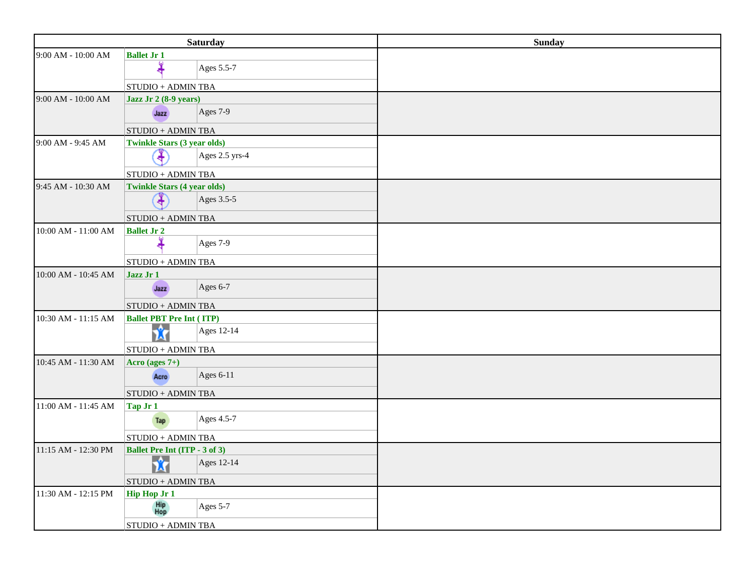| Saturday | | Sunday |
| --- | --- | --- |
| 9:00 AM - 10:00 AM | **Ballet Jr 1**<br>Ages 5.5-7<br>STUDIO + ADMIN TBA | |
| 9:00 AM - 10:00 AM | **Jazz Jr 2 (8-9 years)**<br>Ages 7-9<br>STUDIO + ADMIN TBA | |
| 9:00 AM - 9:45 AM | **Twinkle Stars (3 year olds)**<br>Ages 2.5 yrs-4<br>STUDIO + ADMIN TBA | |
| 9:45 AM - 10:30 AM | **Twinkle Stars (4 year olds)**<br>Ages 3.5-5<br>STUDIO + ADMIN TBA | |
| 10:00 AM - 11:00 AM | **Ballet Jr 2**<br>Ages 7-9<br>STUDIO + ADMIN TBA | |
| 10:00 AM - 10:45 AM | **Jazz Jr 1**<br>Ages 6-7<br>STUDIO + ADMIN TBA | |
| 10:30 AM - 11:15 AM | **Ballet PBT Pre Int ( ITP)**<br>Ages 12-14<br>STUDIO + ADMIN TBA | |
| 10:45 AM - 11:30 AM | **Acro (ages 7+)**<br>Ages 6-11<br>STUDIO + ADMIN TBA | |
| 11:00 AM - 11:45 AM | **Tap Jr 1**<br>Ages 4.5-7<br>STUDIO + ADMIN TBA | |
| 11:15 AM - 12:30 PM | **Ballet Pre Int (ITP - 3 of 3)**<br>Ages 12-14<br>STUDIO + ADMIN TBA | |
| 11:30 AM - 12:15 PM | **Hip Hop Jr 1**<br>Ages 5-7<br>STUDIO + ADMIN TBA | |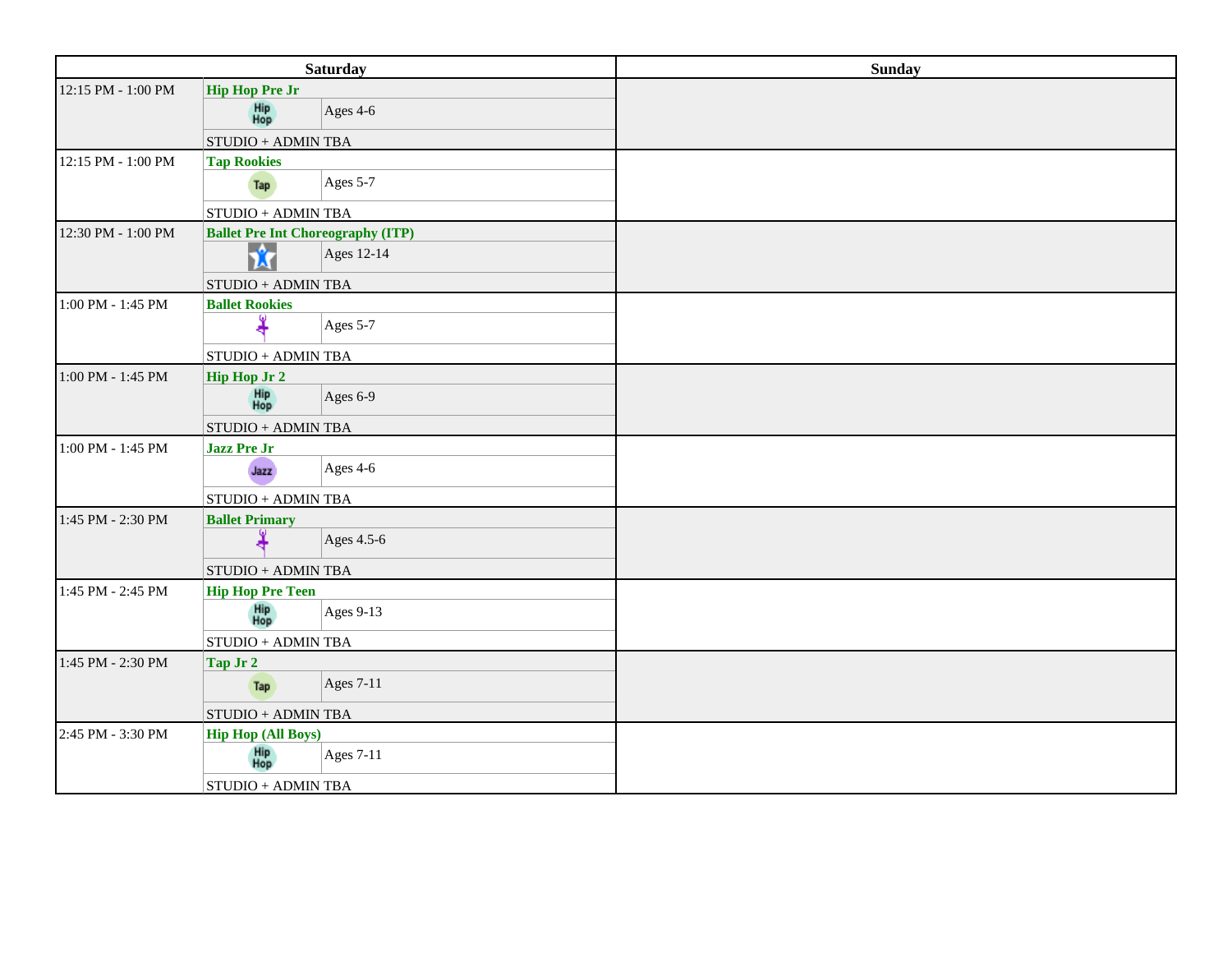| Saturday | | Sunday |
|---|---|---|
| 12:15 PM - 1:00 PM | **Hip Hop Pre Jr**<br>Ages 4-6<br>STUDIO + ADMIN TBA | |
| 12:15 PM - 1:00 PM | **Tap Rookies**<br>Ages 5-7<br>STUDIO + ADMIN TBA | |
| 12:30 PM - 1:00 PM | **Ballet Pre Int Choreography (ITP)**<br>Ages 12-14<br>STUDIO + ADMIN TBA | |
| 1:00 PM - 1:45 PM | **Ballet Rookies**<br>Ages 5-7<br>STUDIO + ADMIN TBA | |
| 1:00 PM - 1:45 PM | **Hip Hop Jr 2**<br>Ages 6-9<br>STUDIO + ADMIN TBA | |
| 1:00 PM - 1:45 PM | **Jazz Pre Jr**<br>Ages 4-6<br>STUDIO + ADMIN TBA | |
| 1:45 PM - 2:30 PM | **Ballet Primary**<br>Ages 4.5-6<br>STUDIO + ADMIN TBA | |
| 1:45 PM - 2:45 PM | **Hip Hop Pre Teen**<br>Ages 9-13<br>STUDIO + ADMIN TBA | |
| 1:45 PM - 2:30 PM | **Tap Jr 2**<br>Ages 7-11<br>STUDIO + ADMIN TBA | |
| 2:45 PM - 3:30 PM | **Hip Hop (All Boys)**<br>Ages 7-11<br>STUDIO + ADMIN TBA | |